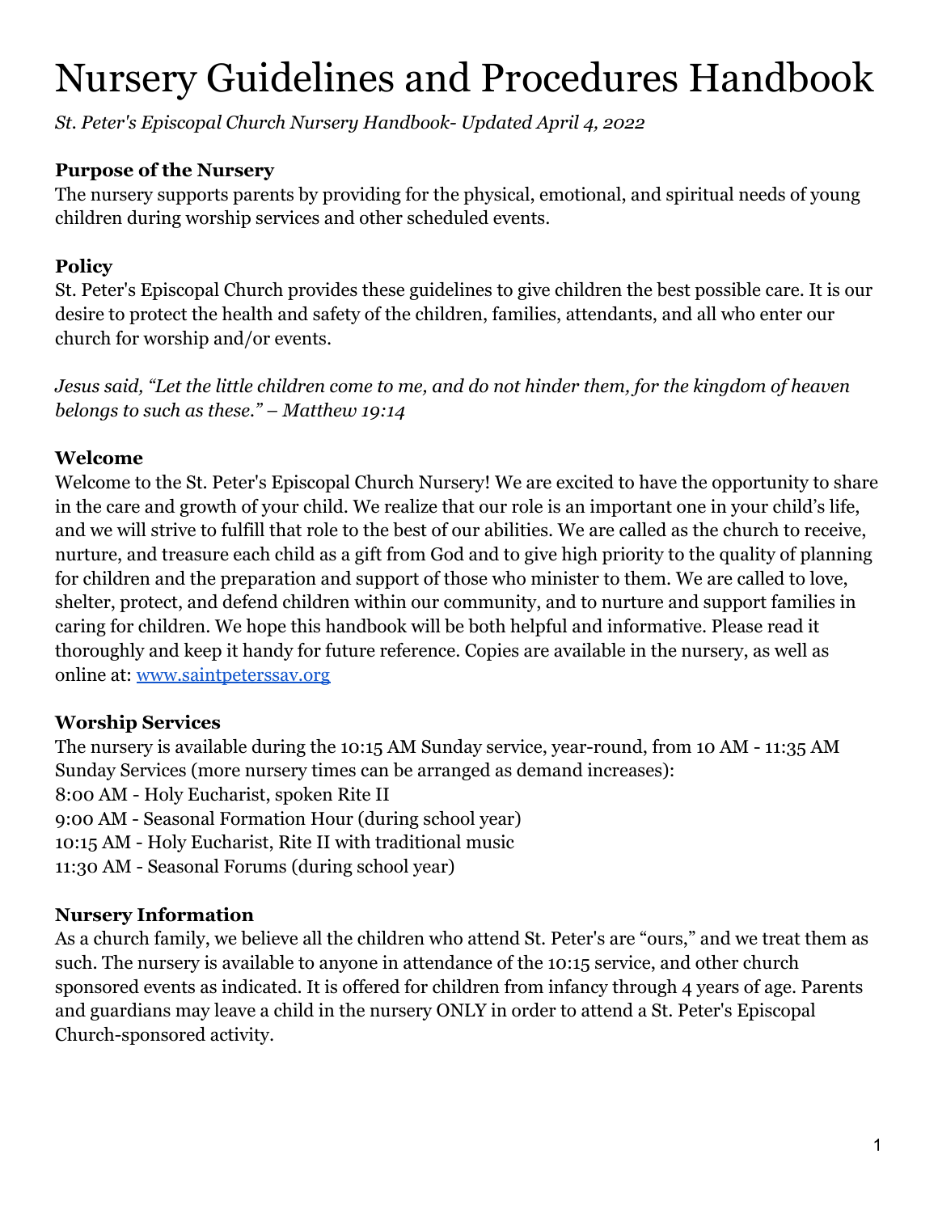# Nursery Guidelines and Procedures Handbook

*St. Peter's Episcopal Church Nursery Handbook- Updated April 4, 2022*

### Purpose of the Nursery

The nursery supports parents by providing for the physical, emotional, and spiritual needs of young children during worship services and other scheduled events.

### Policy

St. Peter's Episcopal Church provides these guidelines to give children the best possible care. It is our desire to protect the health and safety of the children, families, attendants, and all who enter our church for worship and/or events.

*Jesus said, "Let the little children come to me, and do not hinder them, for the kingdom of heaven belongs to such as these." – Matthew 19:14*

### Welcome

Welcome to the St. Peter's Episcopal Church Nursery! We are excited to have the opportunity to share in the care and growth of your child. We realize that our role is an important one in your child's life, and we will strive to fulfill that role to the best of our abilities. We are called as the church to receive, nurture, and treasure each child as a gift from God and to give high priority to the quality of planning for children and the preparation and support of those who minister to them. We are called to love, shelter, protect, and defend children within our community, and to nurture and support families in caring for children. We hope this handbook will be both helpful and informative. Please read it thoroughly and keep it handy for future reference. Copies are available in the nursery, as well as online at: [www.saintpeterssav.org](http://www.saintpeterssav.org)

### Worship Services

The nursery is available during the 10:15 AM Sunday service, year-round, from 10 AM - 11:35 AM
Sunday Services (more nursery times can be arranged as demand increases):
8:00 AM - Holy Eucharist, spoken Rite II
9:00 AM - Seasonal Formation Hour (during school year)
10:15 AM - Holy Eucharist, Rite II with traditional music
11:30 AM - Seasonal Forums (during school year)

### Nursery Information

As a church family, we believe all the children who attend St. Peter's are "ours," and we treat them as such. The nursery is available to anyone in attendance of the 10:15 service, and other church sponsored events as indicated. It is offered for children from infancy through 4 years of age. Parents and guardians may leave a child in the nursery ONLY in order to attend a St. Peter's Episcopal Church-sponsored activity.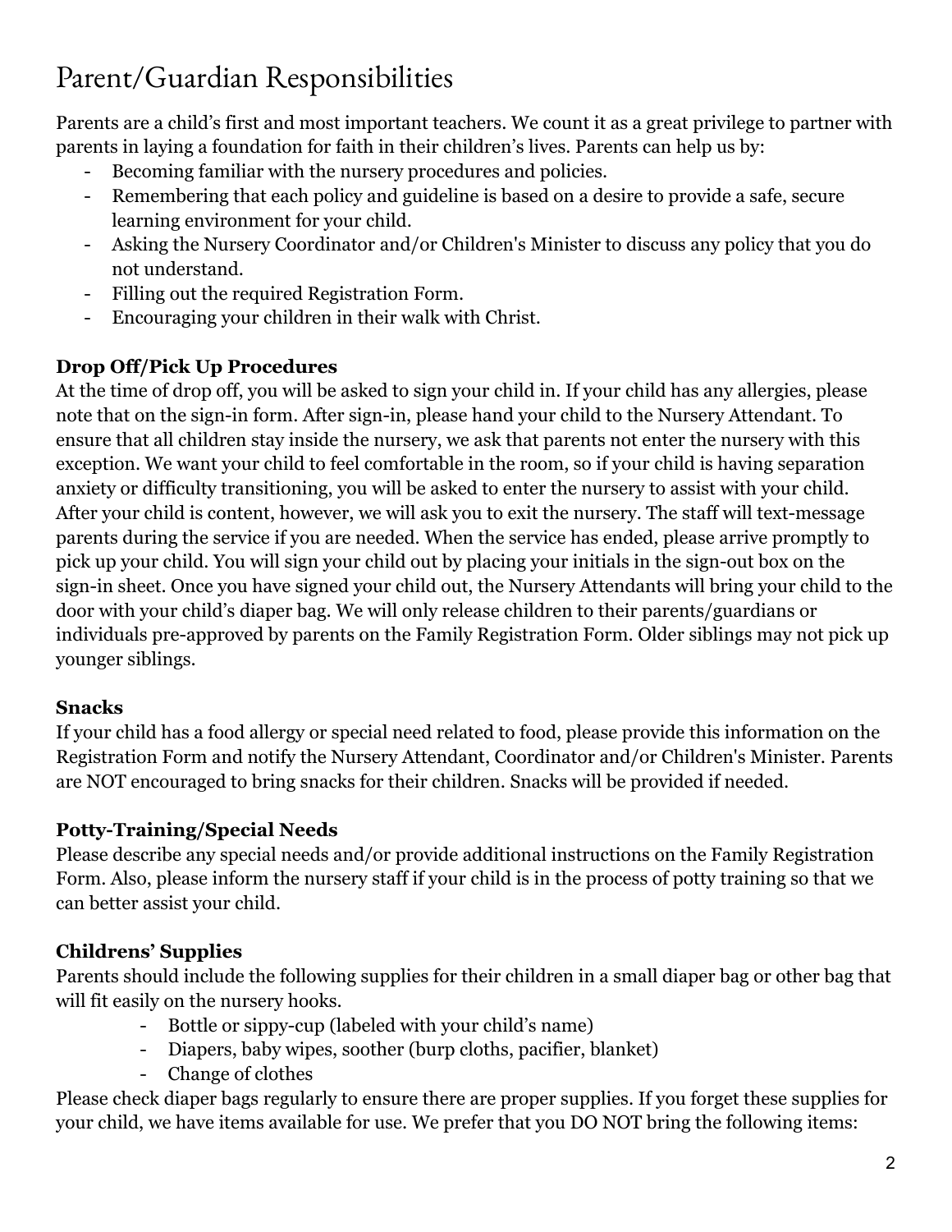# Parent/Guardian Responsibilities

Parents are a child's first and most important teachers. We count it as a great privilege to partner with parents in laying a foundation for faith in their children's lives. Parents can help us by:

- Becoming familiar with the nursery procedures and policies.
- Remembering that each policy and guideline is based on a desire to provide a safe, secure learning environment for your child.
- Asking the Nursery Coordinator and/or Children's Minister to discuss any policy that you do not understand.
- Filling out the required Registration Form.
- Encouraging your children in their walk with Christ.

**Drop Off/Pick Up Procedures**

At the time of drop off, you will be asked to sign your child in. If your child has any allergies, please note that on the sign-in form. After sign-in, please hand your child to the Nursery Attendant. To ensure that all children stay inside the nursery, we ask that parents not enter the nursery with this exception. We want your child to feel comfortable in the room, so if your child is having separation anxiety or difficulty transitioning, you will be asked to enter the nursery to assist with your child. After your child is content, however, we will ask you to exit the nursery. The staff will text-message parents during the service if you are needed. When the service has ended, please arrive promptly to pick up your child. You will sign your child out by placing your initials in the sign-out box on the sign-in sheet. Once you have signed your child out, the Nursery Attendants will bring your child to the door with your child's diaper bag. We will only release children to their parents/guardians or individuals pre-approved by parents on the Family Registration Form. Older siblings may not pick up younger siblings.

**Snacks**

If your child has a food allergy or special need related to food, please provide this information on the Registration Form and notify the Nursery Attendant, Coordinator and/or Children's Minister. Parents are NOT encouraged to bring snacks for their children. Snacks will be provided if needed.

**Potty-Training/Special Needs**

Please describe any special needs and/or provide additional instructions on the Family Registration Form. Also, please inform the nursery staff if your child is in the process of potty training so that we can better assist your child.

**Childrens' Supplies**

Parents should include the following supplies for their children in a small diaper bag or other bag that will fit easily on the nursery hooks.

- Bottle or sippy-cup (labeled with your child's name)
- Diapers, baby wipes, soother (burp cloths, pacifier, blanket)
- Change of clothes

Please check diaper bags regularly to ensure there are proper supplies. If you forget these supplies for your child, we have items available for use. We prefer that you DO NOT bring the following items: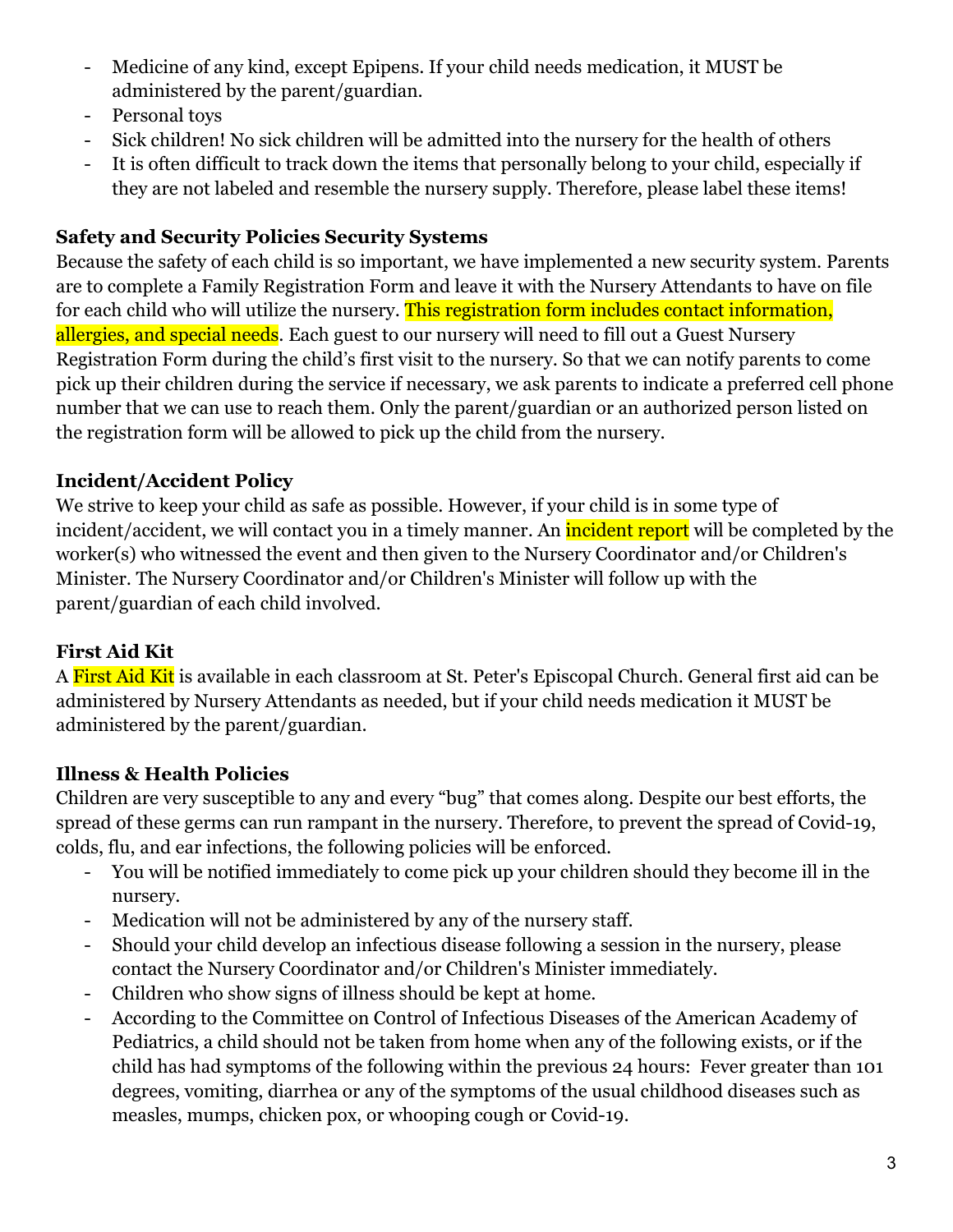- Medicine of any kind, except Epipens. If your child needs medication, it MUST be administered by the parent/guardian.
- Personal toys
- Sick children! No sick children will be admitted into the nursery for the health of others
- It is often difficult to track down the items that personally belong to your child, especially if they are not labeled and resemble the nursery supply. Therefore, please label these items!

**Safety and Security Policies Security Systems**

Because the safety of each child is so important, we have implemented a new security system. Parents are to complete a Family Registration Form and leave it with the Nursery Attendants to have on file for each child who will utilize the nursery. This registration form includes contact information, allergies, and special needs. Each guest to our nursery will need to fill out a Guest Nursery Registration Form during the child's first visit to the nursery. So that we can notify parents to come pick up their children during the service if necessary, we ask parents to indicate a preferred cell phone number that we can use to reach them. Only the parent/guardian or an authorized person listed on the registration form will be allowed to pick up the child from the nursery.

**Incident/Accident Policy**

We strive to keep your child as safe as possible. However, if your child is in some type of incident/accident, we will contact you in a timely manner. An incident report will be completed by the worker(s) who witnessed the event and then given to the Nursery Coordinator and/or Children's Minister. The Nursery Coordinator and/or Children's Minister will follow up with the parent/guardian of each child involved.

**First Aid Kit**

A First Aid Kit is available in each classroom at St. Peter's Episcopal Church. General first aid can be administered by Nursery Attendants as needed, but if your child needs medication it MUST be administered by the parent/guardian.

**Illness & Health Policies**

Children are very susceptible to any and every "bug" that comes along. Despite our best efforts, the spread of these germs can run rampant in the nursery. Therefore, to prevent the spread of Covid-19, colds, flu, and ear infections, the following policies will be enforced.

- You will be notified immediately to come pick up your children should they become ill in the nursery.
- Medication will not be administered by any of the nursery staff.
- Should your child develop an infectious disease following a session in the nursery, please contact the Nursery Coordinator and/or Children's Minister immediately.
- Children who show signs of illness should be kept at home.
- According to the Committee on Control of Infectious Diseases of the American Academy of Pediatrics, a child should not be taken from home when any of the following exists, or if the child has had symptoms of the following within the previous 24 hours: Fever greater than 101 degrees, vomiting, diarrhea or any of the symptoms of the usual childhood diseases such as measles, mumps, chicken pox, or whooping cough or Covid-19.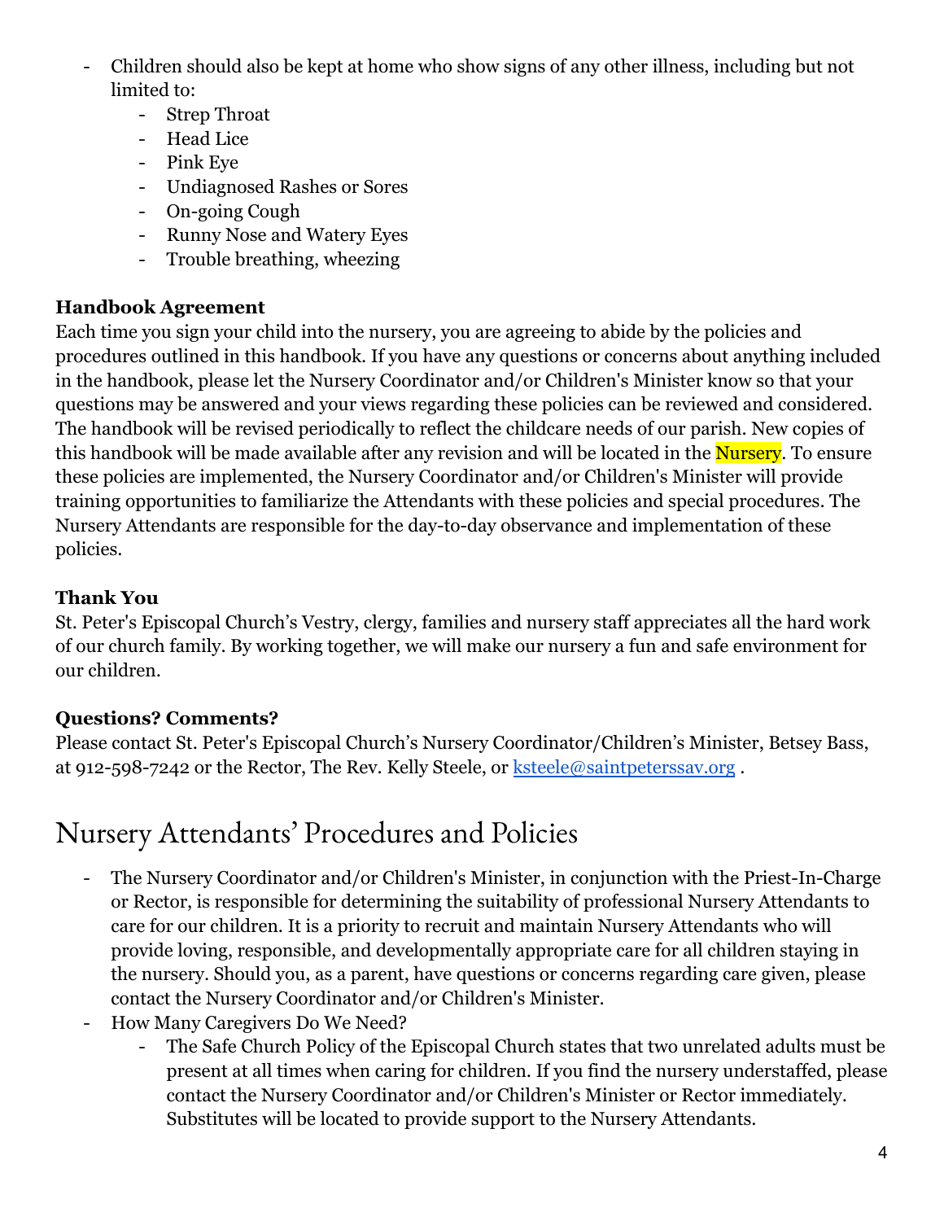- Children should also be kept at home who show signs of any other illness, including but not limited to:
    - Strep Throat
    - Head Lice
    - Pink Eye
    - Undiagnosed Rashes or Sores
    - On-going Cough
    - Runny Nose and Watery Eyes
    - Trouble breathing, wheezing

**Handbook Agreement**

Each time you sign your child into the nursery, you are agreeing to abide by the policies and procedures outlined in this handbook. If you have any questions or concerns about anything included in the handbook, please let the Nursery Coordinator and/or Children's Minister know so that your questions may be answered and your views regarding these policies can be reviewed and considered. The handbook will be revised periodically to reflect the childcare needs of our parish. New copies of this handbook will be made available after any revision and will be located in the Nursery. To ensure these policies are implemented, the Nursery Coordinator and/or Children's Minister will provide training opportunities to familiarize the Attendants with these policies and special procedures. The Nursery Attendants are responsible for the day-to-day observance and implementation of these policies.

**Thank You**

St. Peter's Episcopal Church's Vestry, clergy, families and nursery staff appreciates all the hard work of our church family. By working together, we will make our nursery a fun and safe environment for our children.

**Questions? Comments?**

Please contact St. Peter's Episcopal Church's Nursery Coordinator/Children's Minister, Betsey Bass, at 912-598-7242 or the Rector, The Rev. Kelly Steele, or ksteele@saintpeterssav.org .

# Nursery Attendants' Procedures and Policies

- The Nursery Coordinator and/or Children's Minister, in conjunction with the Priest-In-Charge or Rector, is responsible for determining the suitability of professional Nursery Attendants to care for our children. It is a priority to recruit and maintain Nursery Attendants who will provide loving, responsible, and developmentally appropriate care for all children staying in the nursery. Should you, as a parent, have questions or concerns regarding care given, please contact the Nursery Coordinator and/or Children's Minister.
- How Many Caregivers Do We Need?
    - The Safe Church Policy of the Episcopal Church states that two unrelated adults must be present at all times when caring for children. If you find the nursery understaffed, please contact the Nursery Coordinator and/or Children's Minister or Rector immediately. Substitutes will be located to provide support to the Nursery Attendants.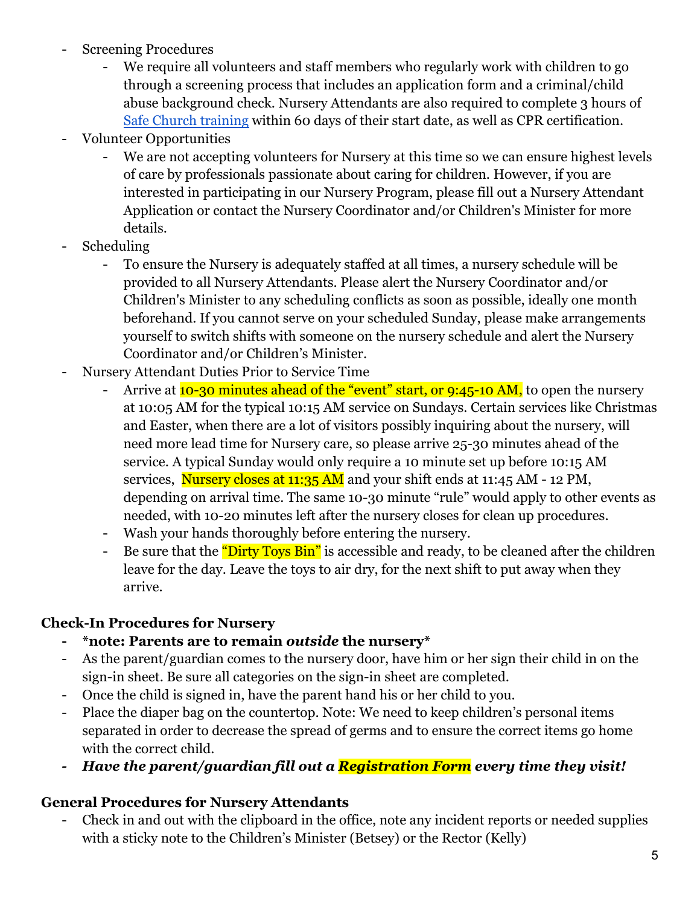- Screening Procedures
  - We require all volunteers and staff members who regularly work with children to go through a screening process that includes an application form and a criminal/child abuse background check. Nursery Attendants are also required to complete 3 hours of [Safe Church training](#) within 60 days of their start date, as well as CPR certification.
- Volunteer Opportunities
  - We are not accepting volunteers for Nursery at this time so we can ensure highest levels of care by professionals passionate about caring for children. However, if you are interested in participating in our Nursery Program, please fill out a Nursery Attendant Application or contact the Nursery Coordinator and/or Children's Minister for more details.
- Scheduling
  - To ensure the Nursery is adequately staffed at all times, a nursery schedule will be provided to all Nursery Attendants. Please alert the Nursery Coordinator and/or Children's Minister to any scheduling conflicts as soon as possible, ideally one month beforehand. If you cannot serve on your scheduled Sunday, please make arrangements yourself to switch shifts with someone on the nursery schedule and alert the Nursery Coordinator and/or Children's Minister.
- Nursery Attendant Duties Prior to Service Time
  - Arrive at 10-30 minutes ahead of the "event" start, or 9:45-10 AM, to open the nursery at 10:05 AM for the typical 10:15 AM service on Sundays. Certain services like Christmas and Easter, when there are a lot of visitors possibly inquiring about the nursery, will need more lead time for Nursery care, so please arrive 25-30 minutes ahead of the service. A typical Sunday would only require a 10 minute set up before 10:15 AM services, Nursery closes at 11:35 AM and your shift ends at 11:45 AM - 12 PM, depending on arrival time. The same 10-30 minute "rule" would apply to other events as needed, with 10-20 minutes left after the nursery closes for clean up procedures.
  - Wash your hands thoroughly before entering the nursery.
  - Be sure that the "Dirty Toys Bin" is accessible and ready, to be cleaned after the children leave for the day. Leave the toys to air dry, for the next shift to put away when they arrive.

## Check-In Procedures for Nursery

- **\*note: Parents are to remain *outside* the nursery\***
- As the parent/guardian comes to the nursery door, have him or her sign their child in on the sign-in sheet. Be sure all categories on the sign-in sheet are completed.
- Once the child is signed in, have the parent hand his or her child to you.
- Place the diaper bag on the countertop. Note: We need to keep children's personal items separated in order to decrease the spread of germs and to ensure the correct items go home with the correct child.
- ***Have the parent/guardian fill out a Registration Form every time they visit!***

## General Procedures for Nursery Attendants

- Check in and out with the clipboard in the office, note any incident reports or needed supplies with a sticky note to the Children's Minister (Betsey) or the Rector (Kelly)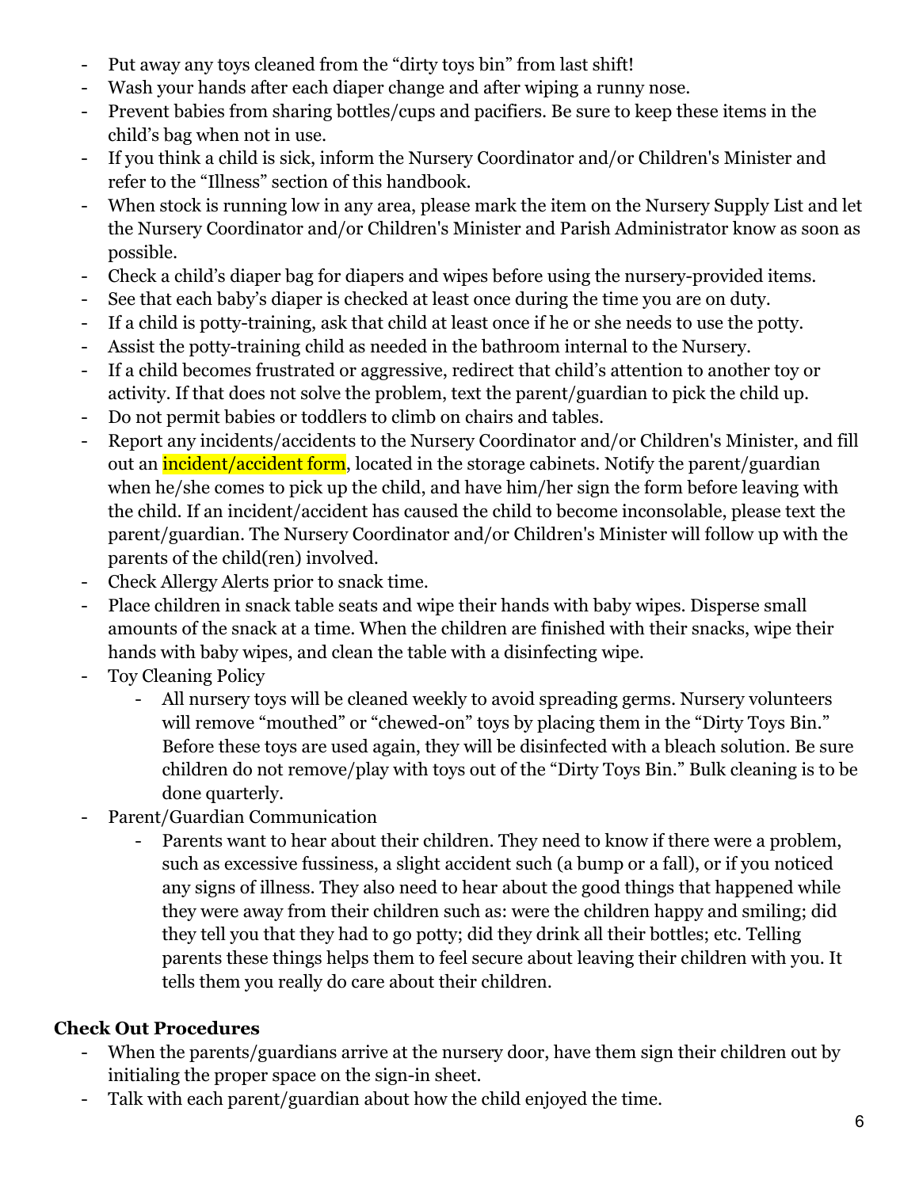- Put away any toys cleaned from the "dirty toys bin" from last shift!
- Wash your hands after each diaper change and after wiping a runny nose.
- Prevent babies from sharing bottles/cups and pacifiers. Be sure to keep these items in the child's bag when not in use.
- If you think a child is sick, inform the Nursery Coordinator and/or Children's Minister and refer to the "Illness" section of this handbook.
- When stock is running low in any area, please mark the item on the Nursery Supply List and let the Nursery Coordinator and/or Children's Minister and Parish Administrator know as soon as possible.
- Check a child's diaper bag for diapers and wipes before using the nursery-provided items.
- See that each baby's diaper is checked at least once during the time you are on duty.
- If a child is potty-training, ask that child at least once if he or she needs to use the potty.
- Assist the potty-training child as needed in the bathroom internal to the Nursery.
- If a child becomes frustrated or aggressive, redirect that child's attention to another toy or activity. If that does not solve the problem, text the parent/guardian to pick the child up.
- Do not permit babies or toddlers to climb on chairs and tables.
- Report any incidents/accidents to the Nursery Coordinator and/or Children's Minister, and fill out an incident/accident form, located in the storage cabinets. Notify the parent/guardian when he/she comes to pick up the child, and have him/her sign the form before leaving with the child. If an incident/accident has caused the child to become inconsolable, please text the parent/guardian. The Nursery Coordinator and/or Children's Minister will follow up with the parents of the child(ren) involved.
- Check Allergy Alerts prior to snack time.
- Place children in snack table seats and wipe their hands with baby wipes. Disperse small amounts of the snack at a time. When the children are finished with their snacks, wipe their hands with baby wipes, and clean the table with a disinfecting wipe.
- Toy Cleaning Policy
    - All nursery toys will be cleaned weekly to avoid spreading germs. Nursery volunteers will remove "mouthed" or "chewed-on" toys by placing them in the "Dirty Toys Bin." Before these toys are used again, they will be disinfected with a bleach solution. Be sure children do not remove/play with toys out of the "Dirty Toys Bin." Bulk cleaning is to be done quarterly.
- Parent/Guardian Communication
    - Parents want to hear about their children. They need to know if there were a problem, such as excessive fussiness, a slight accident such (a bump or a fall), or if you noticed any signs of illness. They also need to hear about the good things that happened while they were away from their children such as: were the children happy and smiling; did they tell you that they had to go potty; did they drink all their bottles; etc. Telling parents these things helps them to feel secure about leaving their children with you. It tells them you really do care about their children.

### Check Out Procedures

- When the parents/guardians arrive at the nursery door, have them sign their children out by initialing the proper space on the sign-in sheet.
- Talk with each parent/guardian about how the child enjoyed the time.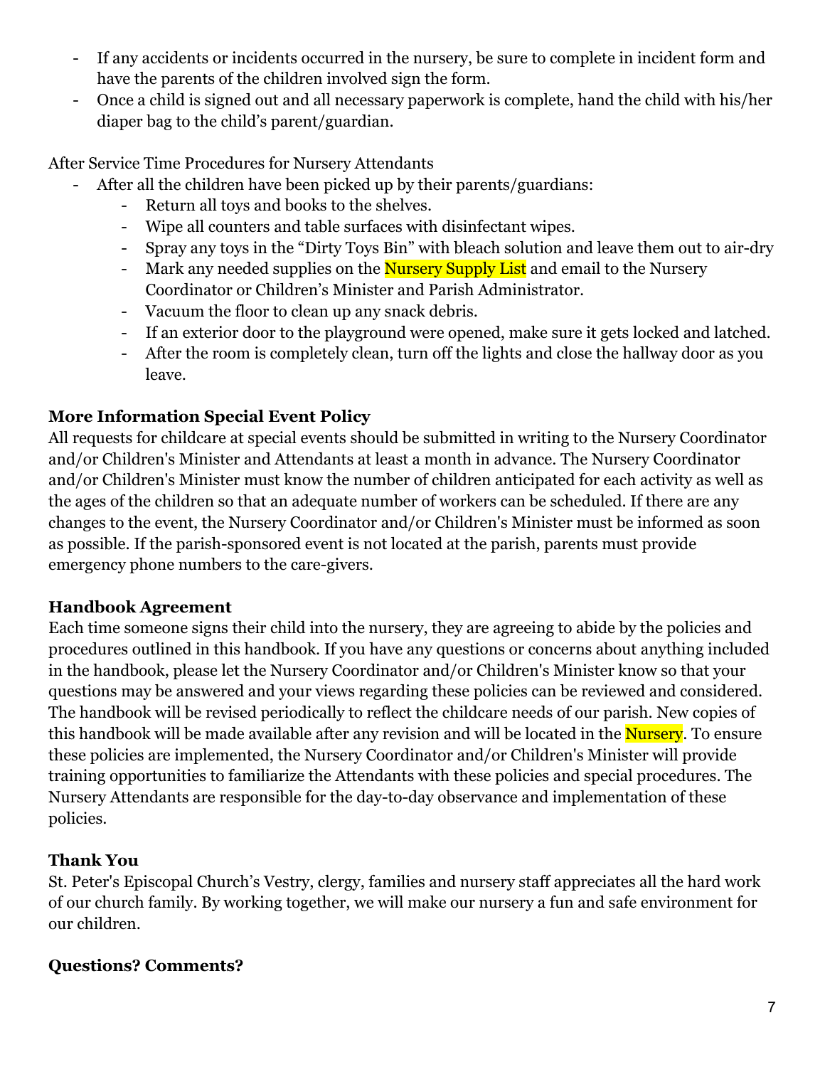- If any accidents or incidents occurred in the nursery, be sure to complete in incident form and have the parents of the children involved sign the form.
- Once a child is signed out and all necessary paperwork is complete, hand the child with his/her diaper bag to the child's parent/guardian.

After Service Time Procedures for Nursery Attendants

- After all the children have been picked up by their parents/guardians:
    - Return all toys and books to the shelves.
    - Wipe all counters and table surfaces with disinfectant wipes.
    - Spray any toys in the "Dirty Toys Bin" with bleach solution and leave them out to air-dry
    - Mark any needed supplies on the Nursery Supply List and email to the Nursery Coordinator or Children's Minister and Parish Administrator.
    - Vacuum the floor to clean up any snack debris.
    - If an exterior door to the playground were opened, make sure it gets locked and latched.
    - After the room is completely clean, turn off the lights and close the hallway door as you leave.

**More Information Special Event Policy**

All requests for childcare at special events should be submitted in writing to the Nursery Coordinator and/or Children's Minister and Attendants at least a month in advance. The Nursery Coordinator and/or Children's Minister must know the number of children anticipated for each activity as well as the ages of the children so that an adequate number of workers can be scheduled. If there are any changes to the event, the Nursery Coordinator and/or Children's Minister must be informed as soon as possible. If the parish-sponsored event is not located at the parish, parents must provide emergency phone numbers to the care-givers.

**Handbook Agreement**

Each time someone signs their child into the nursery, they are agreeing to abide by the policies and procedures outlined in this handbook. If you have any questions or concerns about anything included in the handbook, please let the Nursery Coordinator and/or Children's Minister know so that your questions may be answered and your views regarding these policies can be reviewed and considered. The handbook will be revised periodically to reflect the childcare needs of our parish. New copies of this handbook will be made available after any revision and will be located in the Nursery. To ensure these policies are implemented, the Nursery Coordinator and/or Children's Minister will provide training opportunities to familiarize the Attendants with these policies and special procedures. The Nursery Attendants are responsible for the day-to-day observance and implementation of these policies.

**Thank You**

St. Peter's Episcopal Church's Vestry, clergy, families and nursery staff appreciates all the hard work of our church family. By working together, we will make our nursery a fun and safe environment for our children.

**Questions? Comments?**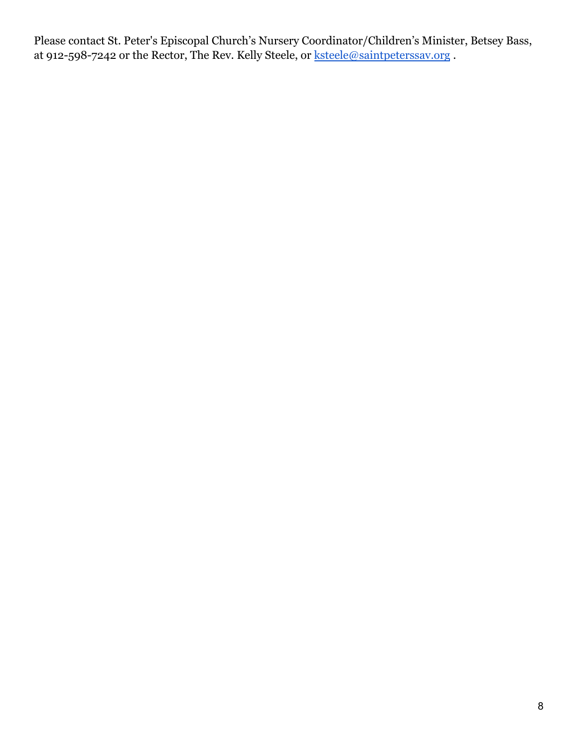Please contact St. Peter's Episcopal Church’s Nursery Coordinator/Children’s Minister, Betsey Bass, at 912-598-7242 or the Rector, The Rev. Kelly Steele, or [ksteele@saintpeterssav.org](mailto:ksteele@saintpeterssav.org) .